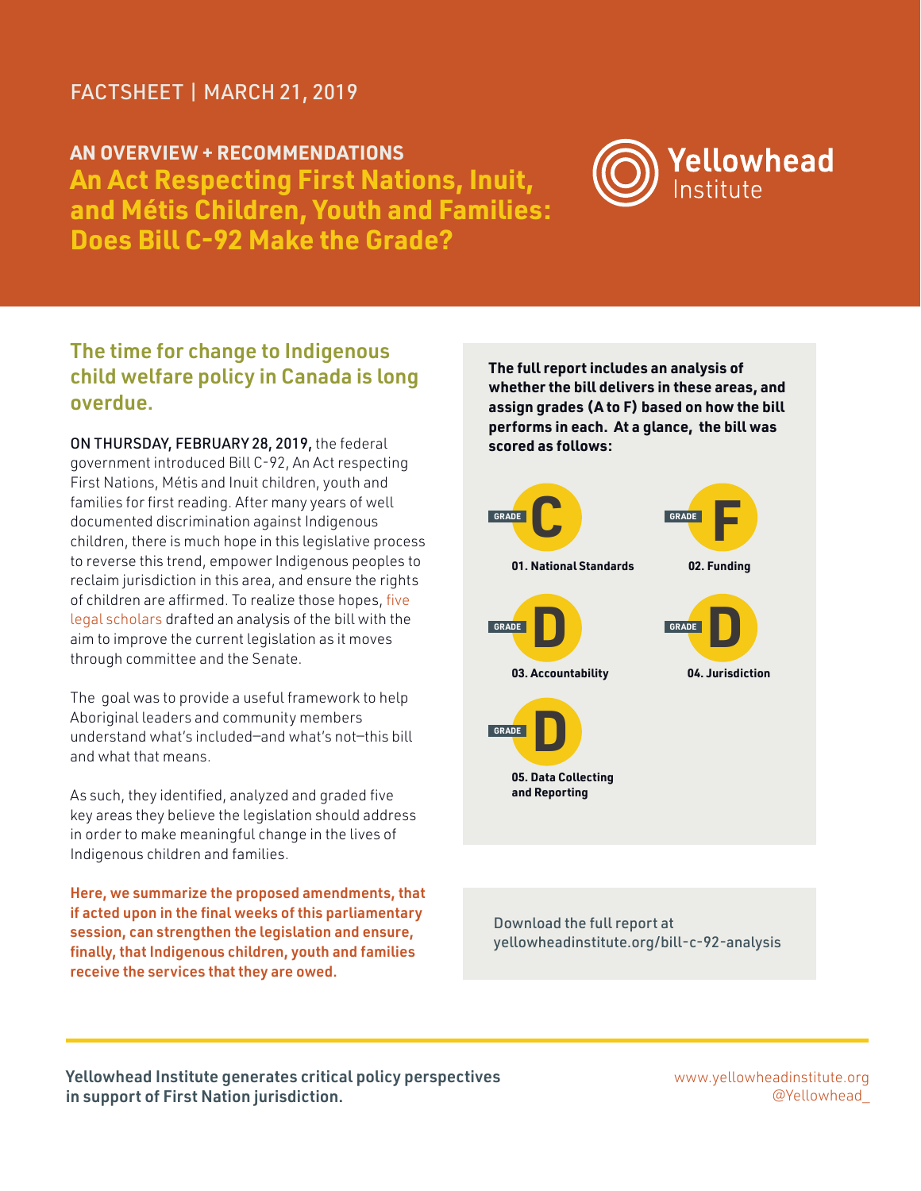FACTSHEET | MARCH 21, 2019

**AN OVERVIEW + RECOMMENDATIONS**

# An Act Respecting First Nations, Inuit, and Métis Children, Youth and Families: Does Bill C-92 Make the Grade?

Yellowhead Institute

## The time for change to Indigenous child welfare policy in Canada is long overdue.

**ON THURSDAY, FEBRUARY 28, 2019,** the federal government introduced Bill C-92, An Act respecting First Nations, Métis and Inuit children, youth and families for first reading. After many years of well documented discrimination against Indigenous children, there is much hope in this legislative process to reverse this trend, empower Indigenous peoples to reclaim jurisdiction in this area, and ensure the rights of children are affirmed. To realize those hopes, five legal scholars drafted an analysis of the bill with the aim to improve the current legislation as it moves through committee and the Senate.

The goal was to provide a useful framework to help Aboriginal leaders and community members understand what's included—and what's not—this bill and what that means.

As such, they identified, analyzed and graded five key areas they believe the legislation should address in order to make meaningful change in the lives of Indigenous children and families.

**Here, we summarize the proposed amendments, that if acted upon in the final weeks of this parliamentary session, can strengthen the legislation and ensure, finally, that Indigenous children, youth and families receive the services that they are owed.**

**The full report includes an analysis of whether the bill delivers in these areas, and assign grades (A to F) based on how the bill performs in each. At a glance, the bill was scored as follows:**

| Area | Grade |
|---|---|
| 01. National Standards | C |
| 02. Funding | F |
| 03. Accountability | D |
| 04. Jurisdiction | D |
| 05. Data Collecting and Reporting | D |

Download the full report at yellowheadinstitute.org/bill-c-92-analysis

**Yellowhead Institute generates critical policy perspectives in support of First Nation jurisdiction.**

www.yellowheadinstitute.org
@Yellowhead_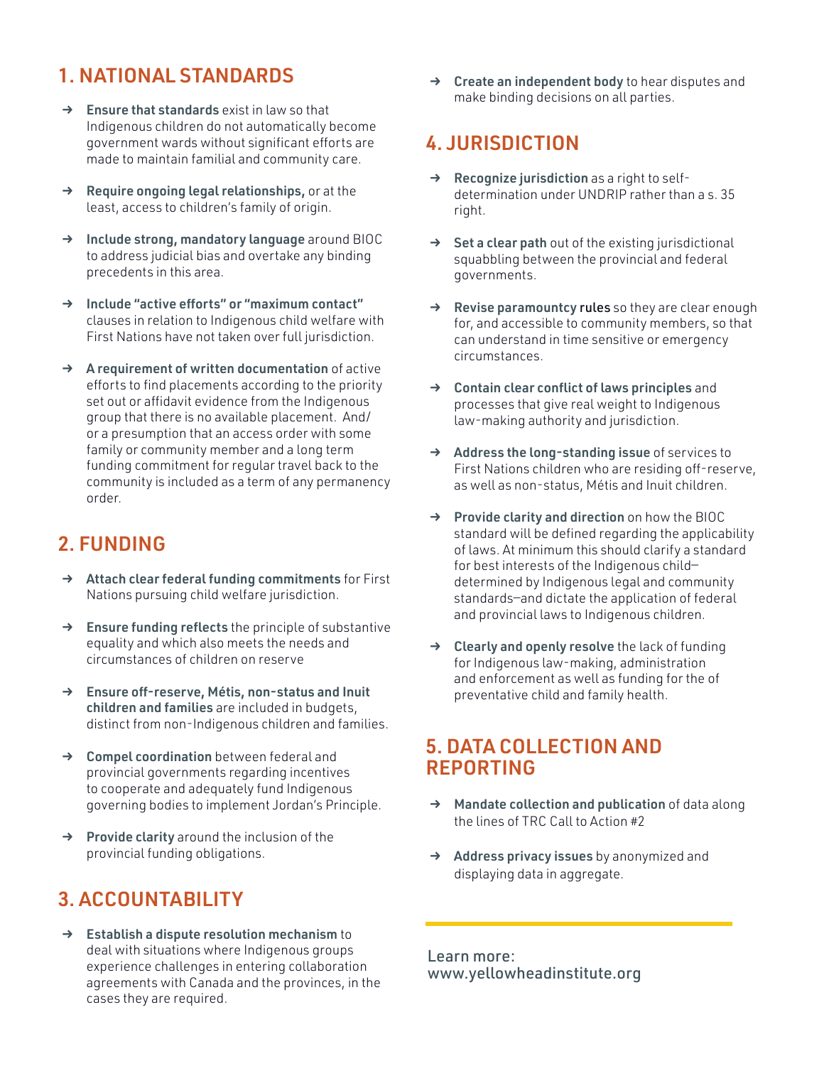## 1. NATIONAL STANDARDS

- **Ensure that standards** exist in law so that Indigenous children do not automatically become government wards without significant efforts are made to maintain familial and community care.
- **Require ongoing legal relationships,** or at the least, access to children's family of origin.
- **Include strong, mandatory language** around BIOC to address judicial bias and overtake any binding precedents in this area.
- **Include "active efforts" or "maximum contact"** clauses in relation to Indigenous child welfare with First Nations have not taken over full jurisdiction.
- **A requirement of written documentation** of active efforts to find placements according to the priority set out or affidavit evidence from the Indigenous group that there is no available placement. And/or a presumption that an access order with some family or community member and a long term funding commitment for regular travel back to the community is included as a term of any permanency order.

## 2. FUNDING

- **Attach clear federal funding commitments** for First Nations pursuing child welfare jurisdiction.
- **Ensure funding reflects** the principle of substantive equality and which also meets the needs and circumstances of children on reserve
- **Ensure off-reserve, Métis, non-status and Inuit children and families** are included in budgets, distinct from non-Indigenous children and families.
- **Compel coordination** between federal and provincial governments regarding incentives to cooperate and adequately fund Indigenous governing bodies to implement Jordan's Principle.
- **Provide clarity** around the inclusion of the provincial funding obligations.

## 3. ACCOUNTABILITY

- **Establish a dispute resolution mechanism** to deal with situations where Indigenous groups experience challenges in entering collaboration agreements with Canada and the provinces, in the cases they are required.
- **Create an independent body** to hear disputes and make binding decisions on all parties.

## 4. JURISDICTION

- **Recognize jurisdiction** as a right to self-determination under UNDRIP rather than a s. 35 right.
- **Set a clear path** out of the existing jurisdictional squabbling between the provincial and federal governments.
- **Revise paramountcy rules** so they are clear enough for, and accessible to community members, so that can understand in time sensitive or emergency circumstances.
- **Contain clear conflict of laws principles** and processes that give real weight to Indigenous law-making authority and jurisdiction.
- **Address the long-standing issue** of services to First Nations children who are residing off-reserve, as well as non-status, Métis and Inuit children.
- **Provide clarity and direction** on how the BIOC standard will be defined regarding the applicability of laws. At minimum this should clarify a standard for best interests of the Indigenous child—determined by Indigenous legal and community standards—and dictate the application of federal and provincial laws to Indigenous children.
- **Clearly and openly resolve** the lack of funding for Indigenous law-making, administration and enforcement as well as funding for the of preventative child and family health.

## 5. DATA COLLECTION AND REPORTING

- **Mandate collection and publication** of data along the lines of TRC Call to Action #2
- **Address privacy issues** by anonymized and displaying data in aggregate.

Learn more:
www.yellowheadinstitute.org